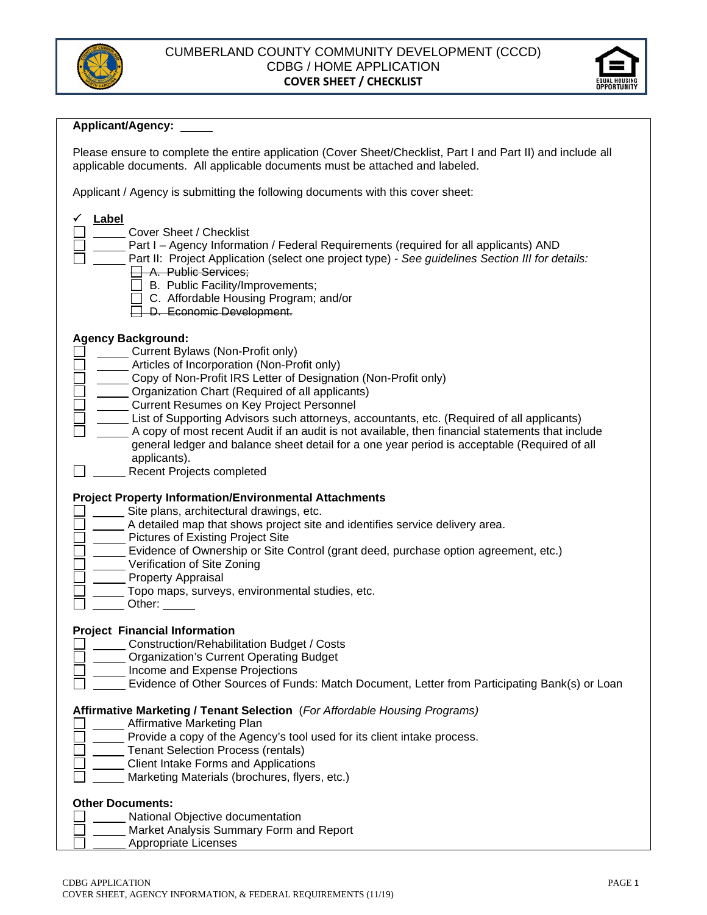# CUMBERLAND COUNTY COMMUNITY DEVELOPMENT (CCCD)
## CDBG / HOME APPLICATION
### COVER SHEET / CHECKLIST

**Applicant/Agency:** _____

Please ensure to complete the entire application (Cover Sheet/Checklist, Part I and Part II) and include all applicable documents. All applicable documents must be attached and labeled.

Applicant / Agency is submitting the following documents with this cover sheet:

✓ **Label**

- ☐ _____ Cover Sheet / Checklist
- ☐ _____ Part I – Agency Information / Federal Requirements (required for all applicants) AND
- ☐ _____ Part II: Project Application (select one project type) - *See guidelines Section III for details:*
  - ☐ ~~A. Public Services;~~
  - ☐ B. Public Facility/Improvements;
  - ☐ C. Affordable Housing Program; and/or
  - ☐ ~~D. Economic Development.~~

**Agency Background:**

- ☐ _____ Current Bylaws (Non-Profit only)
- ☐ _____ Articles of Incorporation (Non-Profit only)
- ☐ _____ Copy of Non-Profit IRS Letter of Designation (Non-Profit only)
- ☐ _____ Organization Chart (Required of all applicants)
- ☐ _____ Current Resumes on Key Project Personnel
- ☐ _____ List of Supporting Advisors such attorneys, accountants, etc. (Required of all applicants)
- ☐ _____ A copy of most recent Audit if an audit is not available, then financial statements that include general ledger and balance sheet detail for a one year period is acceptable (Required of all applicants).
- ☐ _____ Recent Projects completed

**Project Property Information/Environmental Attachments**

- ☐ _____ Site plans, architectural drawings, etc.
- ☐ _____ A detailed map that shows project site and identifies service delivery area.
- ☐ _____ Pictures of Existing Project Site
- ☐ _____ Evidence of Ownership or Site Control (grant deed, purchase option agreement, etc.)
- ☐ _____ Verification of Site Zoning
- ☐ _____ Property Appraisal
- ☐ _____ Topo maps, surveys, environmental studies, etc.
- ☐ _____ Other: _____

**Project Financial Information**

- ☐ _____ Construction/Rehabilitation Budget / Costs
- ☐ _____ Organization's Current Operating Budget
- ☐ _____ Income and Expense Projections
- ☐ _____ Evidence of Other Sources of Funds: Match Document, Letter from Participating Bank(s) or Loan

**Affirmative Marketing / Tenant Selection** (*For Affordable Housing Programs)*

- ☐ _____ Affirmative Marketing Plan
- ☐ _____ Provide a copy of the Agency's tool used for its client intake process.
- ☐ _____ Tenant Selection Process (rentals)
- ☐ _____ Client Intake Forms and Applications
- ☐ _____ Marketing Materials (brochures, flyers, etc.)

**Other Documents:**

- ☐ _____ National Objective documentation
- ☐ _____ Market Analysis Summary Form and Report
- ☐ _____ Appropriate Licenses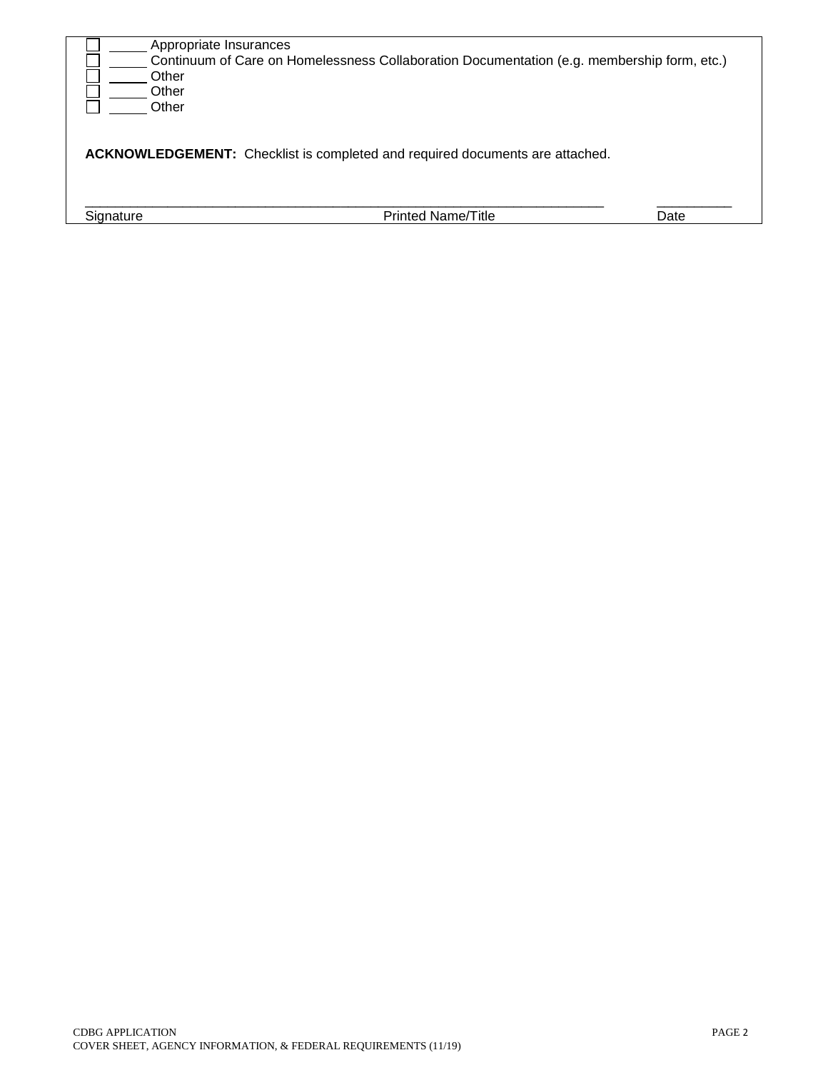- [ ] _____ Appropriate Insurances
- [ ] _____ Continuum of Care on Homelessness Collaboration Documentation (e.g. membership form, etc.)
- [ ] _____ Other
- [ ] _____ Other
- [ ] _____ Other

**ACKNOWLEDGEMENT:** Checklist is completed and required documents are attached.

_______________________________________________________________________ __________

Signature Printed Name/Title Date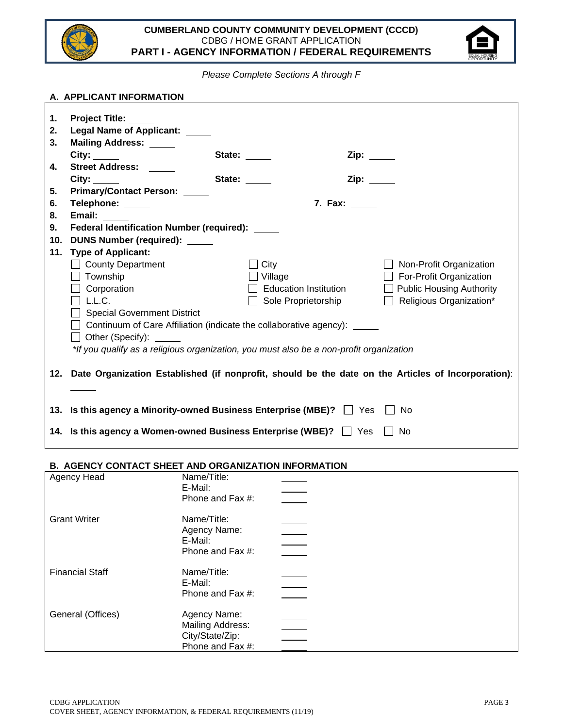**CUMBERLAND COUNTY COMMUNITY DEVELOPMENT (CCCD)**
CDBG / HOME GRANT APPLICATION
**PART I - AGENCY INFORMATION / FEDERAL REQUIREMENTS**

*Please Complete Sections A through F*

## A. APPLICANT INFORMATION

1. **Project Title:** _____
2. **Legal Name of Applicant:** _____
3. **Mailing Address:** _____
   **City:** _____ **State:** _____ **Zip:** _____
4. **Street Address:** _____
   **City:** _____ **State:** _____ **Zip:** _____
5. **Primary/Contact Person:** _____
6. **Telephone:** _____ **7. Fax:** _____
8. **Email:** _____
9. **Federal Identification Number (required):** _____
10. **DUNS Number (required):** _____
11. **Type of Applicant:**
    - ☐ County Department
    - ☐ City
    - ☐ Non-Profit Organization
    - ☐ Township
    - ☐ Village
    - ☐ For-Profit Organization
    - ☐ Corporation
    - ☐ Education Institution
    - ☐ Public Housing Authority
    - ☐ L.L.C.
    - ☐ Sole Proprietorship
    - ☐ Religious Organization*
    - ☐ Special Government District
    - ☐ Continuum of Care Affiliation (indicate the collaborative agency): _____
    - ☐ Other (Specify): _____

    *\*If you qualify as a religious organization, you must also be a non-profit organization*

12. **Date Organization Established (if nonprofit, should be the date on the Articles of Incorporation)**: _____

13. **Is this agency a Minority-owned Business Enterprise (MBE)?** ☐ Yes ☐ No

14. **Is this agency a Women-owned Business Enterprise (WBE)?** ☐ Yes ☐ No

## B. AGENCY CONTACT SHEET AND ORGANIZATION INFORMATION

| | | |
|---|---|---|
| Agency Head | Name/Title: | _____ |
| | E-Mail: | _____ |
| | Phone and Fax #: | _____ |
| Grant Writer | Name/Title: | _____ |
| | Agency Name: | _____ |
| | E-Mail: | _____ |
| | Phone and Fax #: | _____ |
| Financial Staff | Name/Title: | _____ |
| | E-Mail: | _____ |
| | Phone and Fax #: | _____ |
| General (Offices) | Agency Name: | _____ |
| | Mailing Address: | _____ |
| | City/State/Zip: | _____ |
| | Phone and Fax #: | _____ |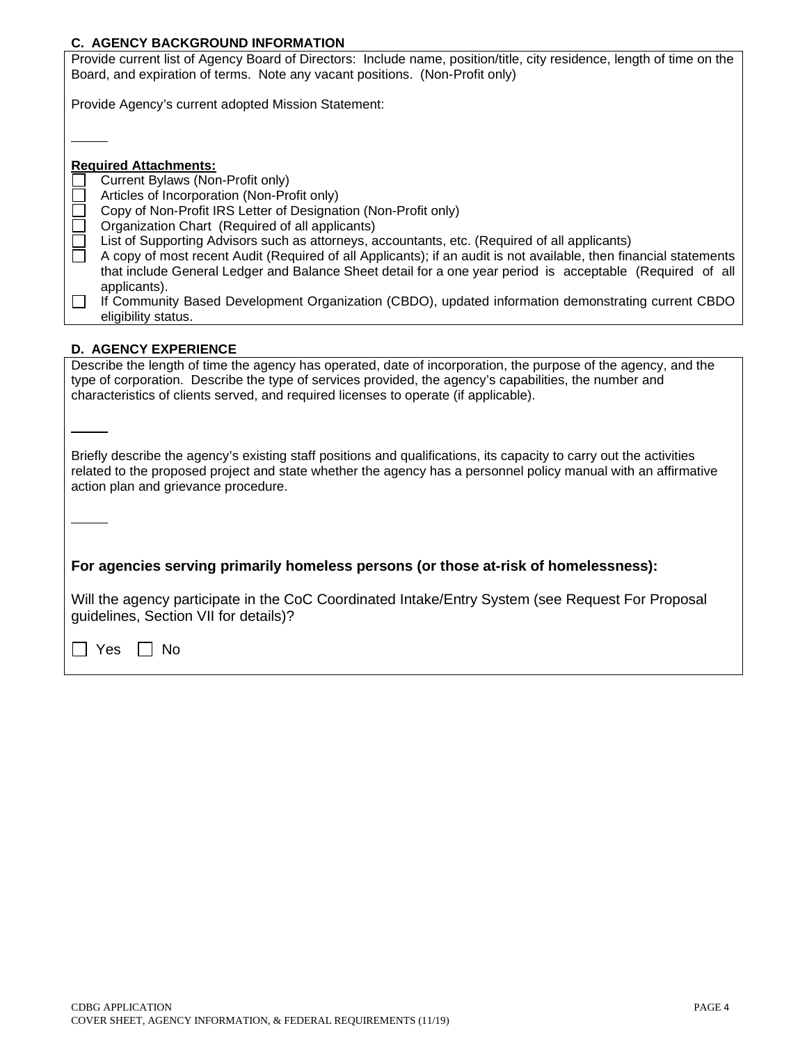## C. AGENCY BACKGROUND INFORMATION

Provide current list of Agency Board of Directors: Include name, position/title, city residence, length of time on the Board, and expiration of terms. Note any vacant positions. (Non-Profit only)

Provide Agency's current adopted Mission Statement:

**Required Attachments:**

- ☐ Current Bylaws (Non-Profit only)
- ☐ Articles of Incorporation (Non-Profit only)
- ☐ Copy of Non-Profit IRS Letter of Designation (Non-Profit only)
- ☐ Organization Chart (Required of all applicants)
- ☐ List of Supporting Advisors such as attorneys, accountants, etc. (Required of all applicants)
- ☐ A copy of most recent Audit (Required of all Applicants); if an audit is not available, then financial statements that include General Ledger and Balance Sheet detail for a one year period is acceptable (Required of all applicants).
- ☐ If Community Based Development Organization (CBDO), updated information demonstrating current CBDO eligibility status.

## D. AGENCY EXPERIENCE

Describe the length of time the agency has operated, date of incorporation, the purpose of the agency, and the type of corporation. Describe the type of services provided, the agency's capabilities, the number and characteristics of clients served, and required licenses to operate (if applicable).

Briefly describe the agency's existing staff positions and qualifications, its capacity to carry out the activities related to the proposed project and state whether the agency has a personnel policy manual with an affirmative action plan and grievance procedure.

**For agencies serving primarily homeless persons (or those at-risk of homelessness):**

Will the agency participate in the CoC Coordinated Intake/Entry System (see Request For Proposal guidelines, Section VII for details)?

☐ Yes ☐ No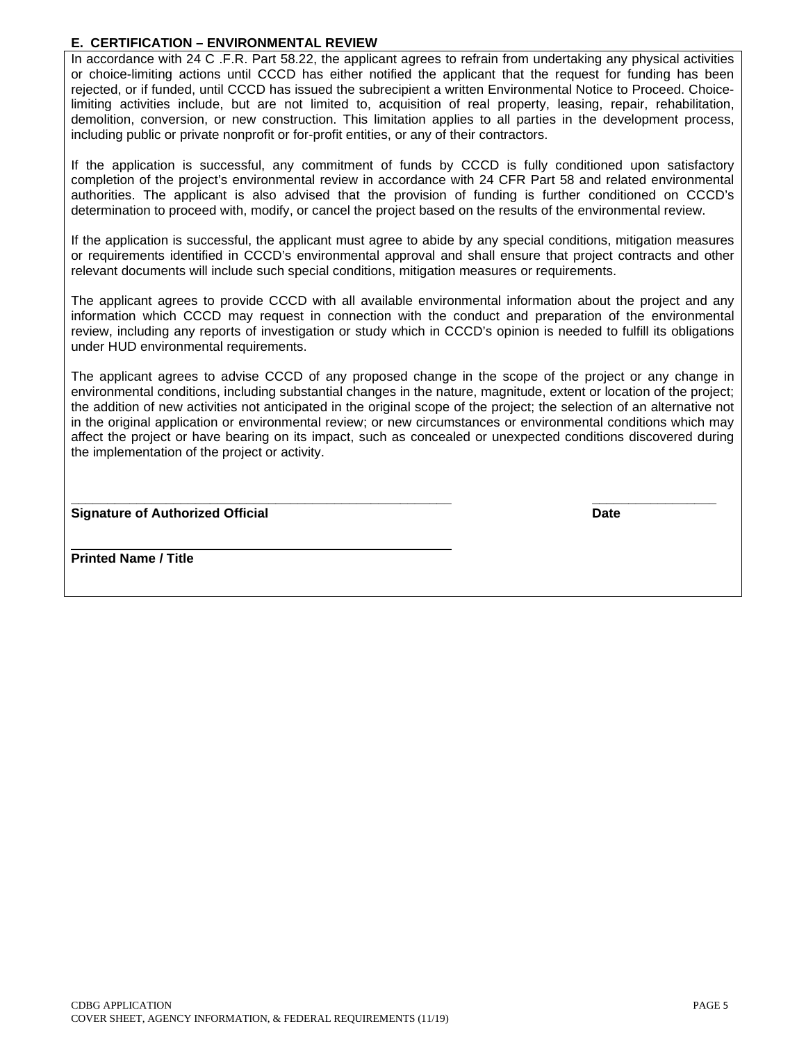**E. CERTIFICATION – ENVIRONMENTAL REVIEW**

In accordance with 24 C .F.R. Part 58.22, the applicant agrees to refrain from undertaking any physical activities or choice-limiting actions until CCCD has either notified the applicant that the request for funding has been rejected, or if funded, until CCCD has issued the subrecipient a written Environmental Notice to Proceed. Choice-limiting activities include, but are not limited to, acquisition of real property, leasing, repair, rehabilitation, demolition, conversion, or new construction. This limitation applies to all parties in the development process, including public or private nonprofit or for-profit entities, or any of their contractors.

If the application is successful, any commitment of funds by CCCD is fully conditioned upon satisfactory completion of the project's environmental review in accordance with 24 CFR Part 58 and related environmental authorities. The applicant is also advised that the provision of funding is further conditioned on CCCD's determination to proceed with, modify, or cancel the project based on the results of the environmental review.

If the application is successful, the applicant must agree to abide by any special conditions, mitigation measures or requirements identified in CCCD's environmental approval and shall ensure that project contracts and other relevant documents will include such special conditions, mitigation measures or requirements.

The applicant agrees to provide CCCD with all available environmental information about the project and any information which CCCD may request in connection with the conduct and preparation of the environmental review, including any reports of investigation or study which in CCCD's opinion is needed to fulfill its obligations under HUD environmental requirements.

The applicant agrees to advise CCCD of any proposed change in the scope of the project or any change in environmental conditions, including substantial changes in the nature, magnitude, extent or location of the project; the addition of new activities not anticipated in the original scope of the project; the selection of an alternative not in the original application or environmental review; or new circumstances or environmental conditions which may affect the project or have bearing on its impact, such as concealed or unexpected conditions discovered during the implementation of the project or activity.

_______________________________________________ _______________

**Signature of Authorized Official** **Date**

_______________________________________________

**Printed Name / Title**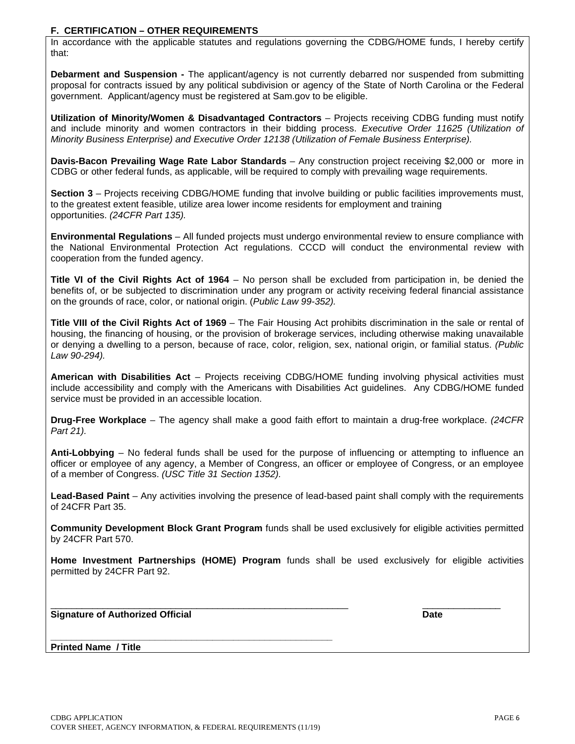## F. CERTIFICATION – OTHER REQUIREMENTS

In accordance with the applicable statutes and regulations governing the CDBG/HOME funds, I hereby certify that:

**Debarment and Suspension -** The applicant/agency is not currently debarred nor suspended from submitting proposal for contracts issued by any political subdivision or agency of the State of North Carolina or the Federal government. Applicant/agency must be registered at Sam.gov to be eligible.

**Utilization of Minority/Women & Disadvantaged Contractors** – Projects receiving CDBG funding must notify and include minority and women contractors in their bidding process. *Executive Order 11625 (Utilization of Minority Business Enterprise) and Executive Order 12138 (Utilization of Female Business Enterprise).*

**Davis-Bacon Prevailing Wage Rate Labor Standards** – Any construction project receiving $2,000 or more in CDBG or other federal funds, as applicable, will be required to comply with prevailing wage requirements.

**Section 3** – Projects receiving CDBG/HOME funding that involve building or public facilities improvements must, to the greatest extent feasible, utilize area lower income residents for employment and training opportunities. *(24CFR Part 135).*

**Environmental Regulations** – All funded projects must undergo environmental review to ensure compliance with the National Environmental Protection Act regulations. CCCD will conduct the environmental review with cooperation from the funded agency.

**Title VI of the Civil Rights Act of 1964** – No person shall be excluded from participation in, be denied the benefits of, or be subjected to discrimination under any program or activity receiving federal financial assistance on the grounds of race, color, or national origin. (*Public Law 99-352).*

**Title VIII of the Civil Rights Act of 1969** – The Fair Housing Act prohibits discrimination in the sale or rental of housing, the financing of housing, or the provision of brokerage services, including otherwise making unavailable or denying a dwelling to a person, because of race, color, religion, sex, national origin, or familial status. *(Public Law 90-294).*

**American with Disabilities Act** – Projects receiving CDBG/HOME funding involving physical activities must include accessibility and comply with the Americans with Disabilities Act guidelines. Any CDBG/HOME funded service must be provided in an accessible location.

**Drug-Free Workplace** – The agency shall make a good faith effort to maintain a drug-free workplace. *(24CFR Part 21).*

**Anti-Lobbying** – No federal funds shall be used for the purpose of influencing or attempting to influence an officer or employee of any agency, a Member of Congress, an officer or employee of Congress, or an employee of a member of Congress. *(USC Title 31 Section 1352).*

**Lead-Based Paint** – Any activities involving the presence of lead-based paint shall comply with the requirements of 24CFR Part 35.

**Community Development Block Grant Program** funds shall be used exclusively for eligible activities permitted by 24CFR Part 570.

**Home Investment Partnerships (HOME) Program** funds shall be used exclusively for eligible activities permitted by 24CFR Part 92.

\_\_\_\_\_\_\_\_\_\_\_\_\_\_\_\_\_\_\_\_\_\_\_\_\_\_\_\_\_\_\_\_\_\_\_\_\_\_\_\_\_\_\_\_\_\_\_\_\_\_\_\_\_\_\_\_ \_\_\_\_\_\_\_\_\_\_\_\_\_\_\_
**Signature of Authorized Official** **Date**

\_\_\_\_\_\_\_\_\_\_\_\_\_\_\_\_\_\_\_\_\_\_\_\_\_\_\_\_\_\_\_\_\_\_\_\_\_\_\_\_\_\_\_\_\_\_\_\_\_\_\_\_\_\_\_\_
**Printed Name / Title**